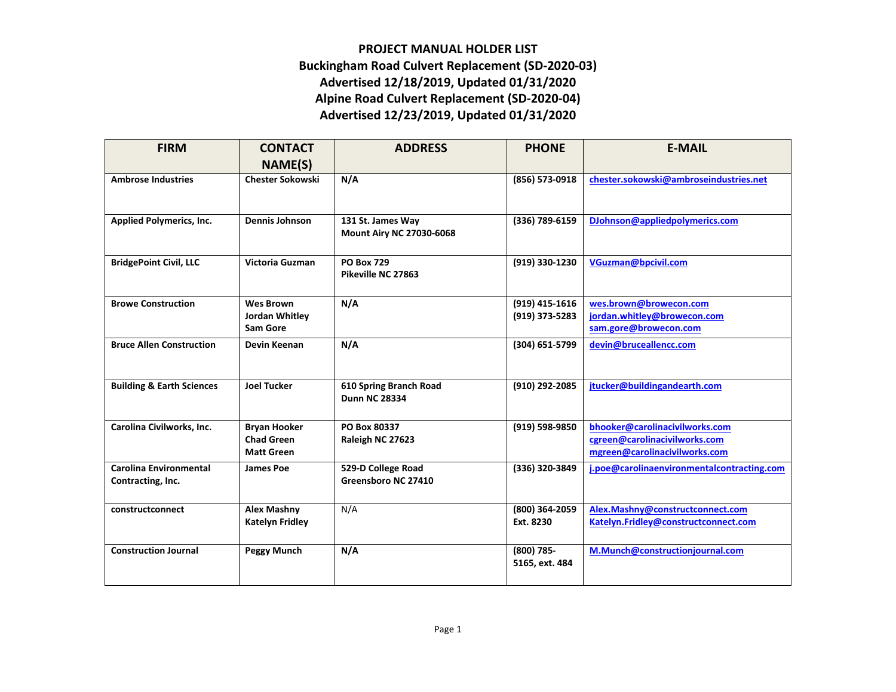# PROJECT MANUAL HOLDER LIST

## Buckingham Road Culvert Replacement (SD-2020-03)
## Advertised 12/18/2019, Updated 01/31/2020
## Alpine Road Culvert Replacement (SD-2020-04)
## Advertised 12/23/2019, Updated 01/31/2020

| FIRM | CONTACT NAME(S) | ADDRESS | PHONE | E-MAIL |
|---|---|---|---|---|
| **Ambrose Industries** | **Chester Sokowski** | **N/A** | **(856) 573-0918** | **chester.sokowski@ambroseindustries.net** |
| **Applied Polymerics, Inc.** | **Dennis Johnson** | **131 St. James Way**<br>**Mount Airy NC 27030-6068** | **(336) 789-6159** | **DJohnson@appliedpolymerics.com** |
| **BridgePoint Civil, LLC** | **Victoria Guzman** | **PO Box 729**<br>**Pikeville NC 27863** | **(919) 330-1230** | **VGuzman@bpcivil.com** |
| **Browe Construction** | **Wes Brown**<br>**Jordan Whitley**<br>**Sam Gore** | **N/A** | **(919) 415-1616**<br>**(919) 373-5283** | **wes.brown@browecon.com**<br>**jordan.whitley@browecon.com**<br>**sam.gore@browecon.com** |
| **Bruce Allen Construction** | **Devin Keenan** | **N/A** | **(304) 651-5799** | **devin@bruceallencc.com** |
| **Building & Earth Sciences** | **Joel Tucker** | **610 Spring Branch Road**<br>**Dunn NC 28334** | **(910) 292-2085** | **jtucker@buildingandearth.com** |
| **Carolina Civilworks, Inc.** | **Bryan Hooker**<br>**Chad Green**<br>**Matt Green** | **PO Box 80337**<br>**Raleigh NC 27623** | **(919) 598-9850** | **bhooker@carolinacivilworks.com**<br>**cgreen@carolinacivilworks.com**<br>**mgreen@carolinacivilworks.com** |
| **Carolina Environmental Contracting, Inc.** | **James Poe** | **529-D College Road**<br>**Greensboro NC 27410** | **(336) 320-3849** | **j.poe@carolinaenvironmentalcontracting.com** |
| **constructconnect** | **Alex Mashny**<br>**Katelyn Fridley** | N/A | **(800) 364-2059 Ext. 8230** | **Alex.Mashny@constructconnect.com**<br>**Katelyn.Fridley@constructconnect.com** |
| **Construction Journal** | **Peggy Munch** | **N/A** | **(800) 785-5165, ext. 484** | **M.Munch@constructionjournal.com** |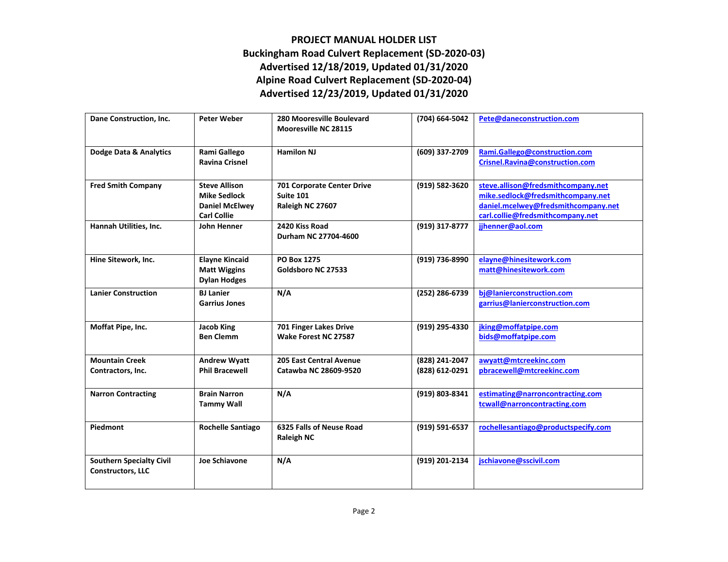# PROJECT MANUAL HOLDER LIST

## Buckingham Road Culvert Replacement (SD-2020-03)

## Advertised 12/18/2019, Updated 01/31/2020

## Alpine Road Culvert Replacement (SD-2020-04)

## Advertised 12/23/2019, Updated 01/31/2020

| Company | Contact | Address | Phone | Email |
|---|---|---|---|---|
| Dane Construction, Inc. | Peter Weber | 280 Mooresville Boulevard<br>Mooresville NC 28115 | (704) 664-5042 | Pete@daneconstruction.com |
| Dodge Data & Analytics | Rami Gallego<br>Ravina Crisnel | Hamilon NJ | (609) 337-2709 | Rami.Gallego@construction.com<br>Crisnel.Ravina@construction.com |
| Fred Smith Company | Steve Allison<br>Mike Sedlock<br>Daniel McElwey<br>Carl Collie | 701 Corporate Center Drive<br>Suite 101<br>Raleigh NC 27607 | (919) 582-3620 | steve.allison@fredsmithcompany.net<br>mike.sedlock@fredsmithcompany.net<br>daniel.mcelwey@fredsmithcompany.net<br>carl.collie@fredsmithcompany.net |
| Hannah Utilities, Inc. | John Henner | 2420 Kiss Road<br>Durham NC 27704-4600 | (919) 317-8777 | jjhenner@aol.com |
| Hine Sitework, Inc. | Elayne Kincaid<br>Matt Wiggins<br>Dylan Hodges | PO Box 1275<br>Goldsboro NC 27533 | (919) 736-8990 | elayne@hinesitework.com<br>matt@hinesitework.com |
| Lanier Construction | BJ Lanier<br>Garrius Jones | N/A | (252) 286-6739 | bj@lanierconstruction.com<br>garrius@lanierconstruction.com |
| Moffat Pipe, Inc. | Jacob King<br>Ben Clemm | 701 Finger Lakes Drive<br>Wake Forest NC 27587 | (919) 295-4330 | jking@moffatpipe.com<br>bids@moffatpipe.com |
| Mountain Creek Contractors, Inc. | Andrew Wyatt<br>Phil Bracewell | 205 East Central Avenue<br>Catawba NC 28609-9520 | (828) 241-2047<br>(828) 612-0291 | awyatt@mtcreekinc.com<br>pbracewell@mtcreekinc.com |
| Narron Contracting | Brain Narron<br>Tammy Wall | N/A | (919) 803-8341 | estimating@narroncontracting.com<br>tcwall@narroncontracting.com |
| Piedmont | Rochelle Santiago | 6325 Falls of Neuse Road<br>Raleigh NC | (919) 591-6537 | rochellesantiago@productspecify.com |
| Southern Specialty Civil Constructors, LLC | Joe Schiavone | N/A | (919) 201-2134 | jschiavone@sscivil.com |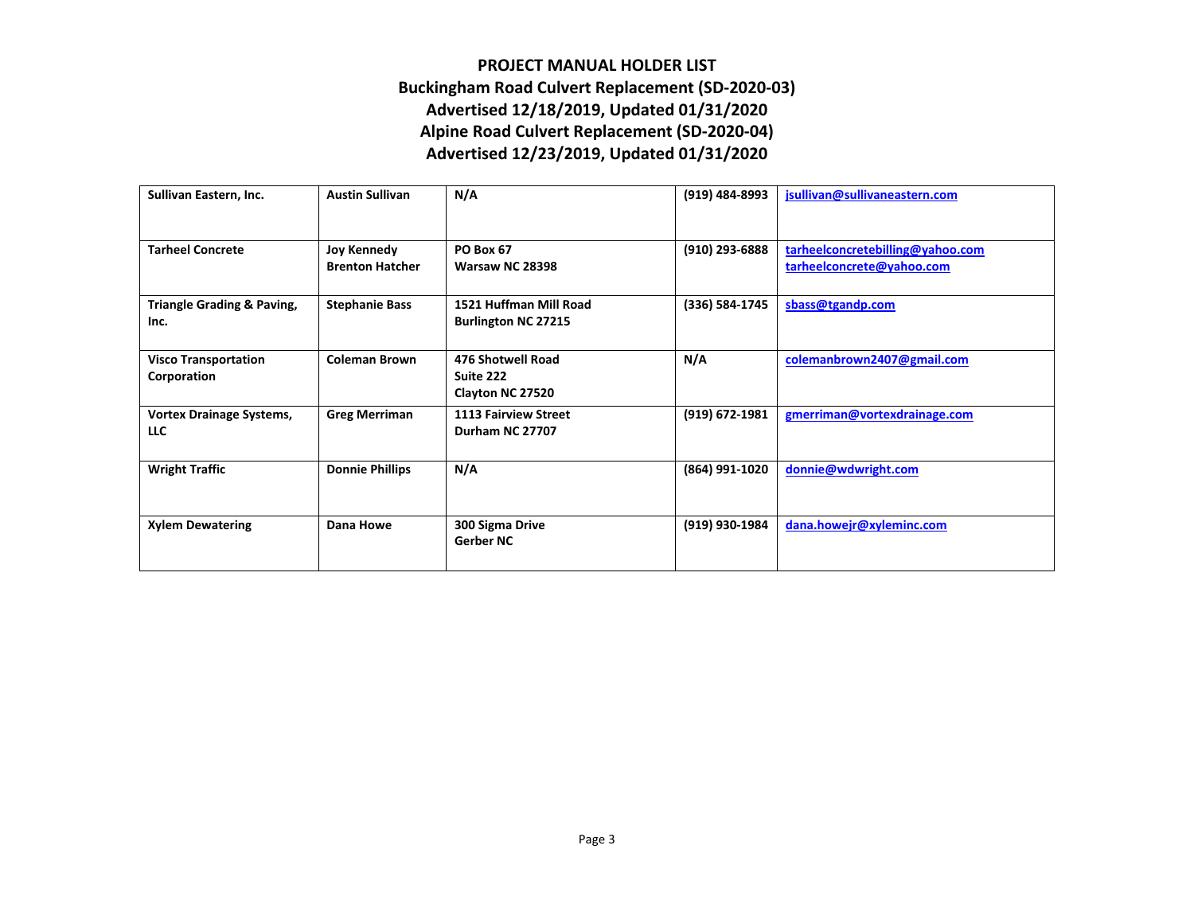**PROJECT MANUAL HOLDER LIST**

**Buckingham Road Culvert Replacement (SD-2020-03)**

**Advertised 12/18/2019, Updated 01/31/2020**

**Alpine Road Culvert Replacement (SD-2020-04)**

**Advertised 12/23/2019, Updated 01/31/2020**

| | | | | |
|---|---|---|---|---|
| **Sullivan Eastern, Inc.** | **Austin Sullivan** | **N/A** | **(919) 484-8993** | **jsullivan@sullivaneastern.com** |
| **Tarheel Concrete** | **Joy Kennedy**<br>**Brenton Hatcher** | **PO Box 67**<br>**Warsaw NC 28398** | **(910) 293-6888** | **tarheelconcretebilling@yahoo.com**<br>**tarheelconcrete@yahoo.com** |
| **Triangle Grading & Paving, Inc.** | **Stephanie Bass** | **1521 Huffman Mill Road**<br>**Burlington NC 27215** | **(336) 584-1745** | **sbass@tgandp.com** |
| **Visco Transportation Corporation** | **Coleman Brown** | **476 Shotwell Road**<br>**Suite 222**<br>**Clayton NC 27520** | **N/A** | **colemanbrown2407@gmail.com** |
| **Vortex Drainage Systems, LLC** | **Greg Merriman** | **1113 Fairview Street**<br>**Durham NC 27707** | **(919) 672-1981** | **gmerriman@vortexdrainage.com** |
| **Wright Traffic** | **Donnie Phillips** | **N/A** | **(864) 991-1020** | **donnie@wdwright.com** |
| **Xylem Dewatering** | **Dana Howe** | **300 Sigma Drive**<br>**Gerber NC** | **(919) 930-1984** | **dana.howejr@xyleminc.com** |